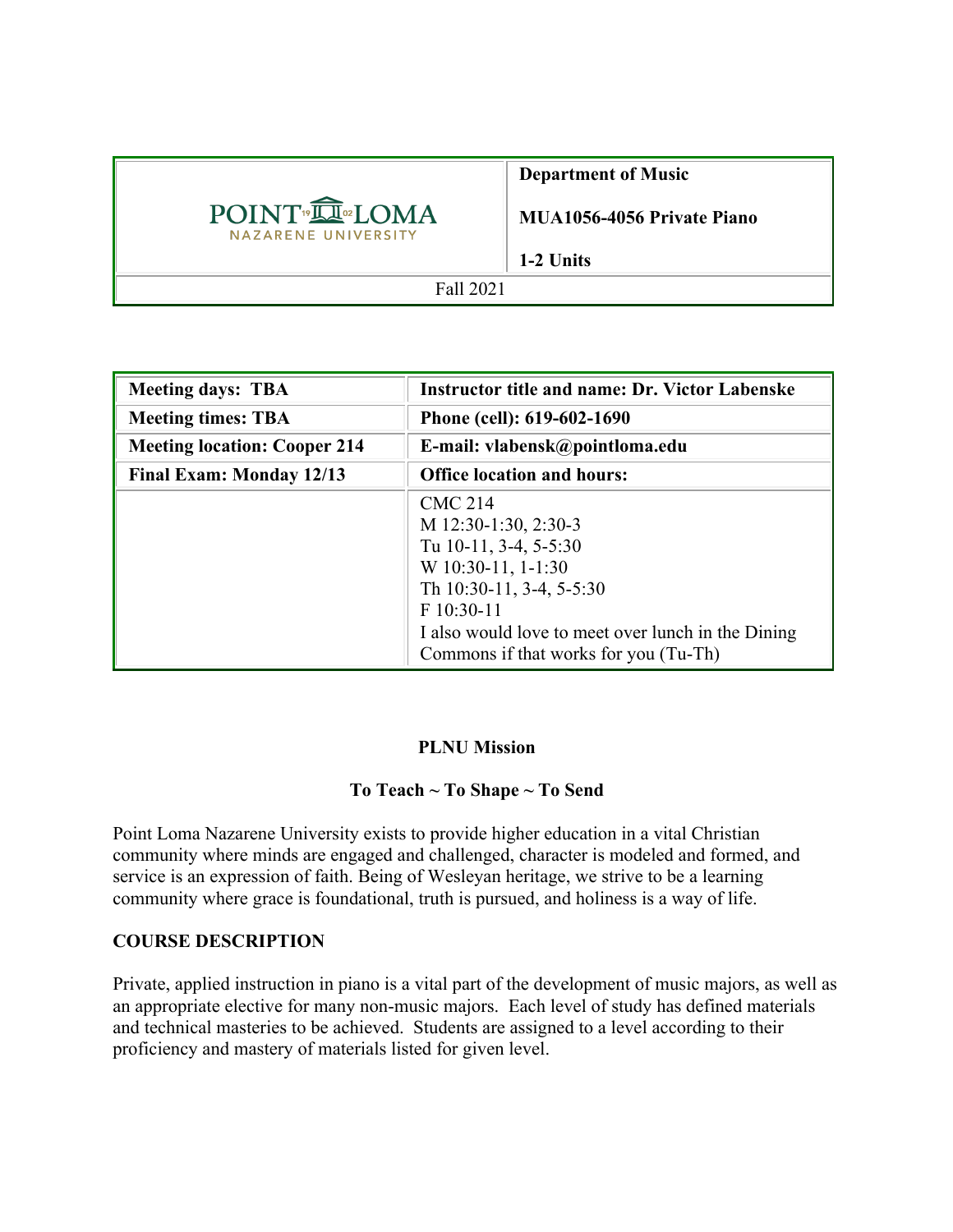| POINT LOMA NAZARENE UNIVERSITY | **Department of Music**<br><br>**MUA1056-4056 Private Piano**<br><br>**1-2 Units** |
|---|---|
| Fall 2021 | |

| **Meeting days: TBA** | **Instructor title and name: Dr. Victor Labenske** |
|---|---|
| **Meeting times: TBA** | **Phone (cell): 619-602-1690** |
| **Meeting location: Cooper 214** | **E-mail: vlabensk@pointloma.edu** |
| **Final Exam: Monday 12/13** | **Office location and hours:** |
| | CMC 214<br>M 12:30-1:30, 2:30-3<br>Tu 10-11, 3-4, 5-5:30<br>W 10:30-11, 1-1:30<br>Th 10:30-11, 3-4, 5-5:30<br>F 10:30-11<br>I also would love to meet over lunch in the Dining Commons if that works for you (Tu-Th) |

**PLNU Mission**

**To Teach ~ To Shape ~ To Send**

Point Loma Nazarene University exists to provide higher education in a vital Christian community where minds are engaged and challenged, character is modeled and formed, and service is an expression of faith. Being of Wesleyan heritage, we strive to be a learning community where grace is foundational, truth is pursued, and holiness is a way of life.

## COURSE DESCRIPTION

Private, applied instruction in piano is a vital part of the development of music majors, as well as an appropriate elective for many non-music majors. Each level of study has defined materials and technical masteries to be achieved. Students are assigned to a level according to their proficiency and mastery of materials listed for given level.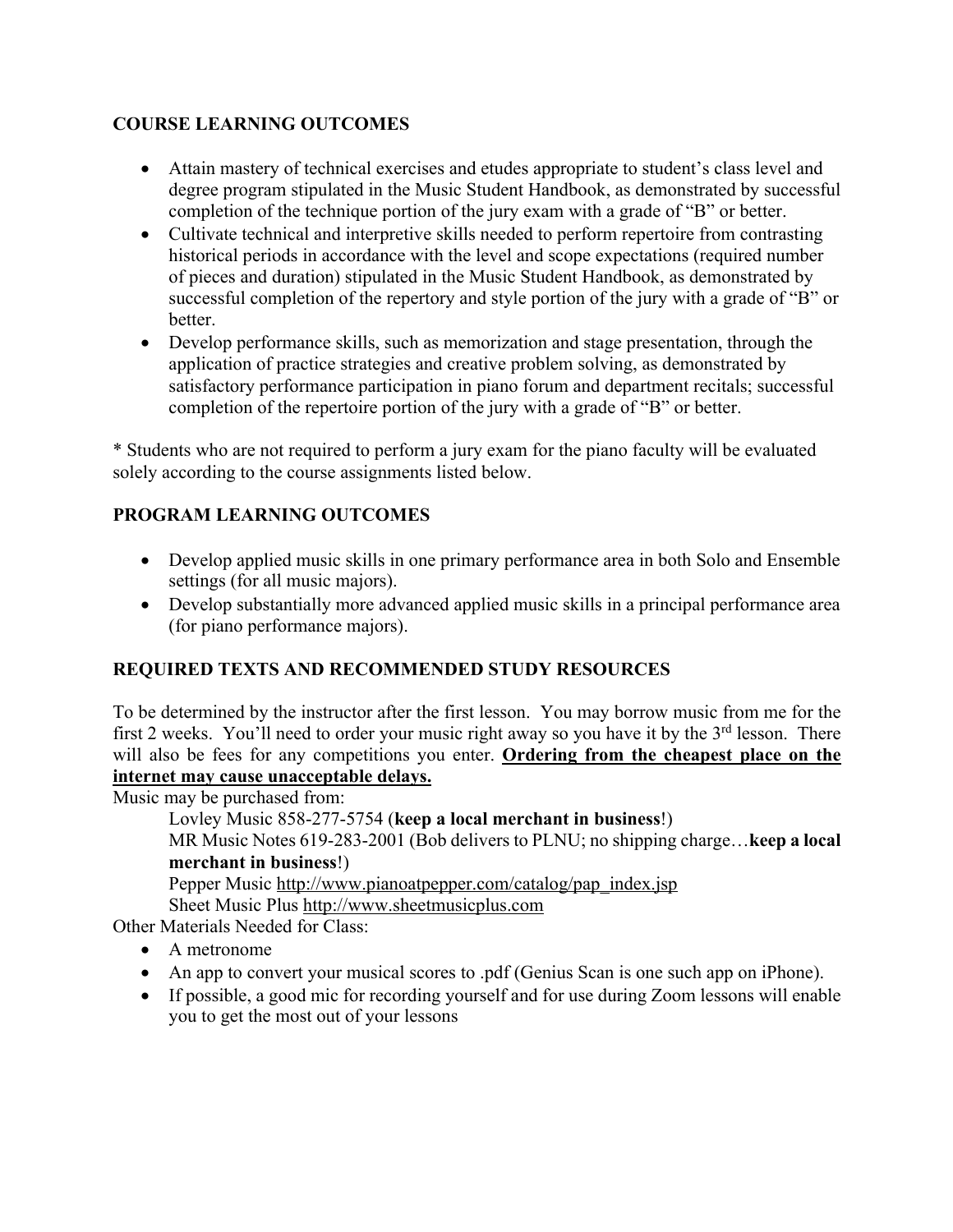## COURSE LEARNING OUTCOMES

- Attain mastery of technical exercises and etudes appropriate to student's class level and degree program stipulated in the Music Student Handbook, as demonstrated by successful completion of the technique portion of the jury exam with a grade of "B" or better.
- Cultivate technical and interpretive skills needed to perform repertoire from contrasting historical periods in accordance with the level and scope expectations (required number of pieces and duration) stipulated in the Music Student Handbook, as demonstrated by successful completion of the repertory and style portion of the jury with a grade of "B" or better.
- Develop performance skills, such as memorization and stage presentation, through the application of practice strategies and creative problem solving, as demonstrated by satisfactory performance participation in piano forum and department recitals; successful completion of the repertoire portion of the jury with a grade of "B" or better.

* Students who are not required to perform a jury exam for the piano faculty will be evaluated solely according to the course assignments listed below.

## PROGRAM LEARNING OUTCOMES

- Develop applied music skills in one primary performance area in both Solo and Ensemble settings (for all music majors).
- Develop substantially more advanced applied music skills in a principal performance area (for piano performance majors).

## REQUIRED TEXTS AND RECOMMENDED STUDY RESOURCES

To be determined by the instructor after the first lesson. You may borrow music from me for the first 2 weeks. You'll need to order your music right away so you have it by the 3rd lesson. There will also be fees for any competitions you enter. **<u>Ordering from the cheapest place on the internet may cause unacceptable delays.</u>**

Music may be purchased from:

Lovley Music 858-277-5754 (**keep a local merchant in business**!)
MR Music Notes 619-283-2001 (Bob delivers to PLNU; no shipping charge…**keep a local merchant in business**!)
Pepper Music http://www.pianoatpepper.com/catalog/pap_index.jsp
Sheet Music Plus http://www.sheetmusicplus.com

Other Materials Needed for Class:

- A metronome
- An app to convert your musical scores to .pdf (Genius Scan is one such app on iPhone).
- If possible, a good mic for recording yourself and for use during Zoom lessons will enable you to get the most out of your lessons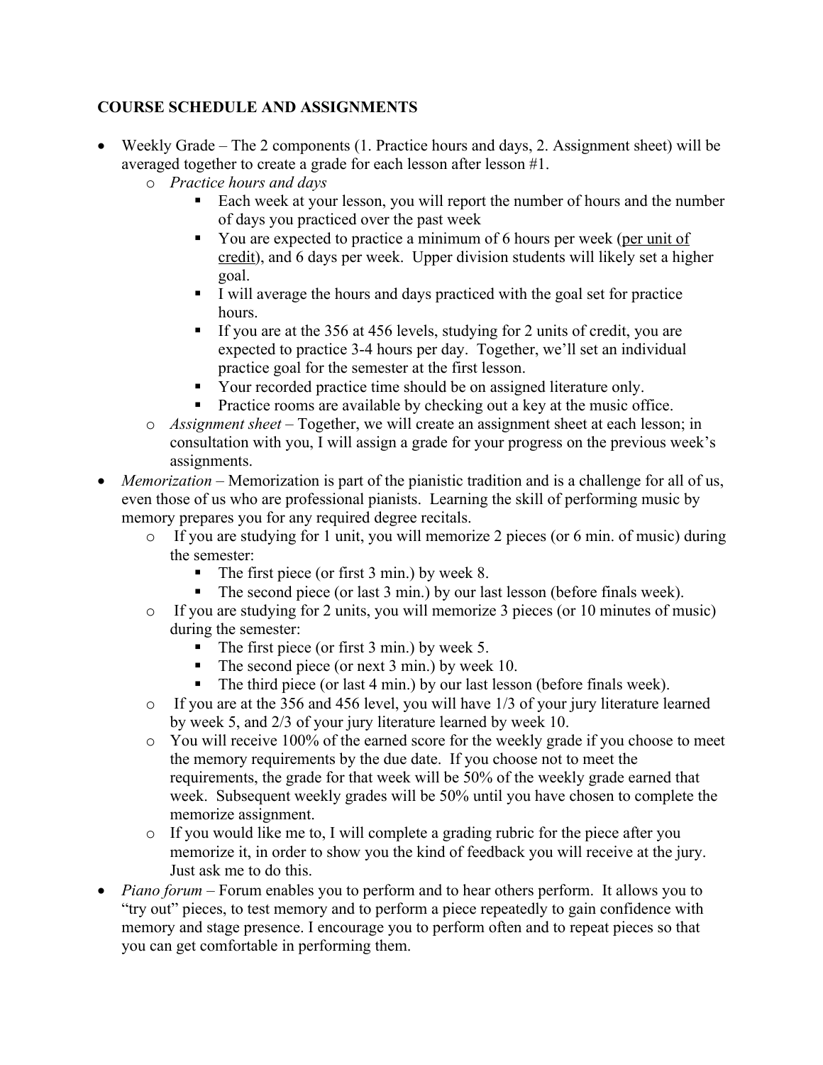**COURSE SCHEDULE AND ASSIGNMENTS**

- Weekly Grade – The 2 components (1. Practice hours and days, 2. Assignment sheet) will be averaged together to create a grade for each lesson after lesson #1.
  - *Practice hours and days*
    - Each week at your lesson, you will report the number of hours and the number of days you practiced over the past week
    - You are expected to practice a minimum of 6 hours per week (<u>per unit of credit</u>), and 6 days per week. Upper division students will likely set a higher goal.
    - I will average the hours and days practiced with the goal set for practice hours.
    - If you are at the 356 at 456 levels, studying for 2 units of credit, you are expected to practice 3-4 hours per day. Together, we'll set an individual practice goal for the semester at the first lesson.
    - Your recorded practice time should be on assigned literature only.
    - Practice rooms are available by checking out a key at the music office.
  - *Assignment sheet* – Together, we will create an assignment sheet at each lesson; in consultation with you, I will assign a grade for your progress on the previous week's assignments.
- *Memorization* – Memorization is part of the pianistic tradition and is a challenge for all of us, even those of us who are professional pianists. Learning the skill of performing music by memory prepares you for any required degree recitals.
  - If you are studying for 1 unit, you will memorize 2 pieces (or 6 min. of music) during the semester:
    - The first piece (or first 3 min.) by week 8.
    - The second piece (or last 3 min.) by our last lesson (before finals week).
  - If you are studying for 2 units, you will memorize 3 pieces (or 10 minutes of music) during the semester:
    - The first piece (or first 3 min.) by week 5.
    - The second piece (or next 3 min.) by week 10.
    - The third piece (or last 4 min.) by our last lesson (before finals week).
  - If you are at the 356 and 456 level, you will have 1/3 of your jury literature learned by week 5, and 2/3 of your jury literature learned by week 10.
  - You will receive 100% of the earned score for the weekly grade if you choose to meet the memory requirements by the due date. If you choose not to meet the requirements, the grade for that week will be 50% of the weekly grade earned that week. Subsequent weekly grades will be 50% until you have chosen to complete the memorize assignment.
  - If you would like me to, I will complete a grading rubric for the piece after you memorize it, in order to show you the kind of feedback you will receive at the jury. Just ask me to do this.
- *Piano forum* – Forum enables you to perform and to hear others perform. It allows you to "try out" pieces, to test memory and to perform a piece repeatedly to gain confidence with memory and stage presence. I encourage you to perform often and to repeat pieces so that you can get comfortable in performing them.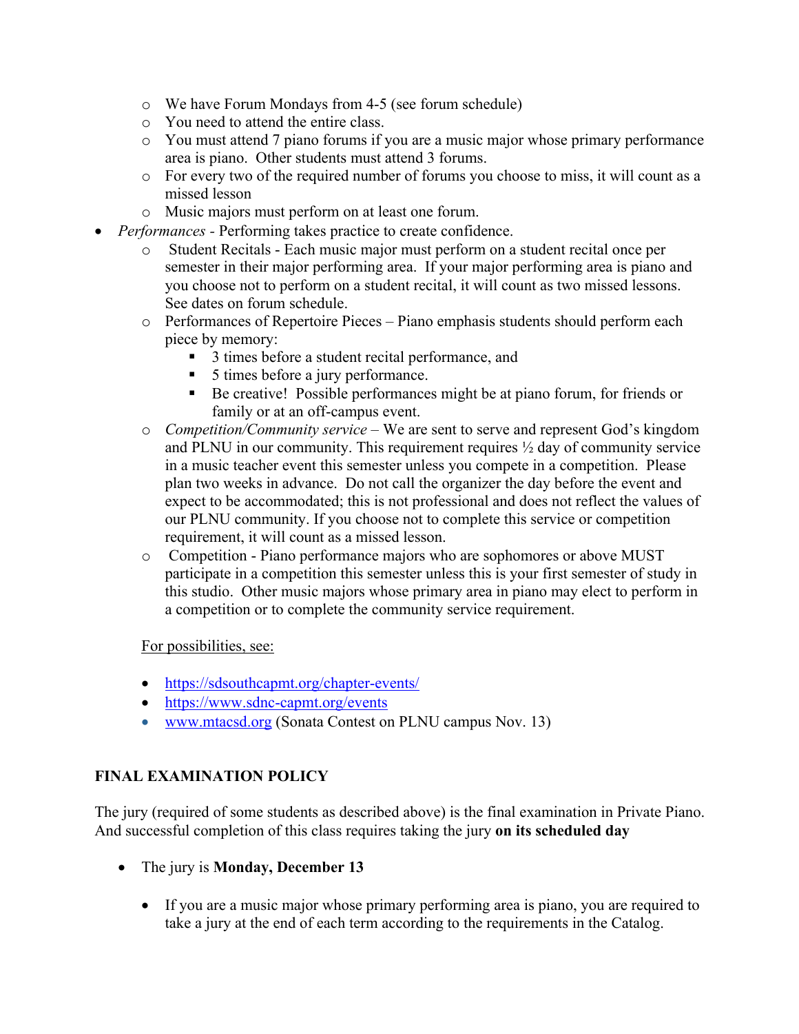- We have Forum Mondays from 4-5 (see forum schedule)
  - You need to attend the entire class.
  - You must attend 7 piano forums if you are a music major whose primary performance area is piano. Other students must attend 3 forums.
  - For every two of the required number of forums you choose to miss, it will count as a missed lesson
  - Music majors must perform on at least one forum.
- *Performances* - Performing takes practice to create confidence.
  - Student Recitals - Each music major must perform on a student recital once per semester in their major performing area. If your major performing area is piano and you choose not to perform on a student recital, it will count as two missed lessons. See dates on forum schedule.
  - Performances of Repertoire Pieces – Piano emphasis students should perform each piece by memory:
    - 3 times before a student recital performance, and
    - 5 times before a jury performance.
    - Be creative! Possible performances might be at piano forum, for friends or family or at an off-campus event.
  - *Competition/Community service* – We are sent to serve and represent God's kingdom and PLNU in our community. This requirement requires ½ day of community service in a music teacher event this semester unless you compete in a competition. Please plan two weeks in advance. Do not call the organizer the day before the event and expect to be accommodated; this is not professional and does not reflect the values of our PLNU community. If you choose not to complete this service or competition requirement, it will count as a missed lesson.
  - Competition - Piano performance majors who are sophomores or above MUST participate in a competition this semester unless this is your first semester of study in this studio. Other music majors whose primary area in piano may elect to perform in a competition or to complete the community service requirement.

  For possibilities, see:

  - https://sdsouthcapmt.org/chapter-events/
  - https://www.sdnc-capmt.org/events
  - www.mtacsd.org (Sonata Contest on PLNU campus Nov. 13)

## FINAL EXAMINATION POLICY

The jury (required of some students as described above) is the final examination in Private Piano. And successful completion of this class requires taking the jury **on its scheduled day**

- The jury is **Monday, December 13**

  - If you are a music major whose primary performing area is piano, you are required to take a jury at the end of each term according to the requirements in the Catalog.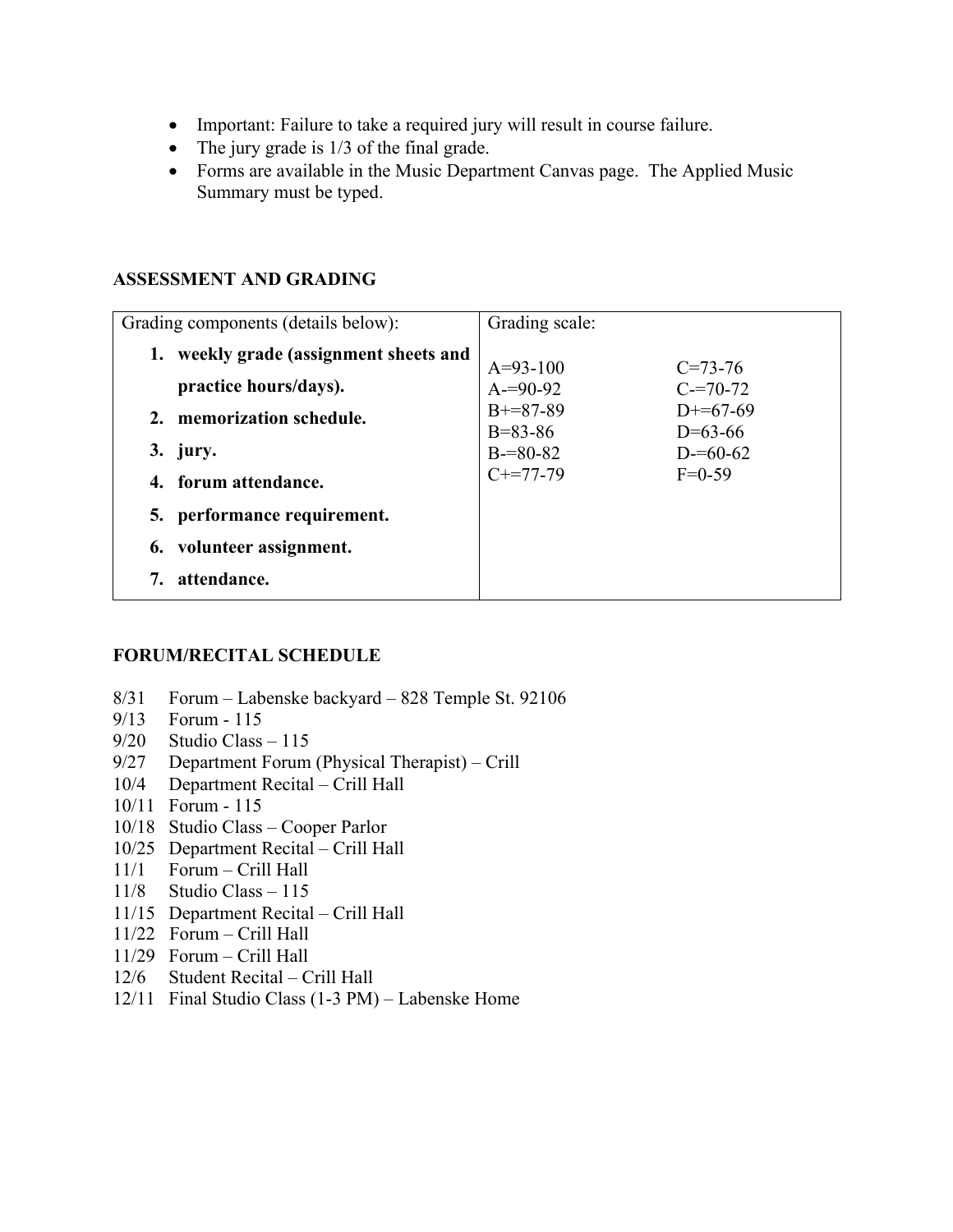- Important: Failure to take a required jury will result in course failure.
- The jury grade is 1/3 of the final grade.
- Forms are available in the Music Department Canvas page. The Applied Music Summary must be typed.

**ASSESSMENT AND GRADING**

| Grading components (details below): | Grading scale: | |
|---|---|---|
| 1. **weekly grade (assignment sheets and practice hours/days).** | A=93-100 | C=73-76 |
| 2. **memorization schedule.** | A-=90-92 | C-=70-72 |
| 3. **jury.** | B+=87-89 | D+=67-69 |
| 4. **forum attendance.** | B=83-86 | D=63-66 |
| 5. **performance requirement.** | B-=80-82 | D-=60-62 |
| 6. **volunteer assignment.** | C+=77-79 | F=0-59 |
| 7. **attendance.** | | |

**FORUM/RECITAL SCHEDULE**

8/31 Forum – Labenske backyard – 828 Temple St. 92106
9/13 Forum - 115
9/20 Studio Class – 115
9/27 Department Forum (Physical Therapist) – Crill
10/4 Department Recital – Crill Hall
10/11 Forum - 115
10/18 Studio Class – Cooper Parlor
10/25 Department Recital – Crill Hall
11/1 Forum – Crill Hall
11/8 Studio Class – 115
11/15 Department Recital – Crill Hall
11/22 Forum – Crill Hall
11/29 Forum – Crill Hall
12/6 Student Recital – Crill Hall
12/11 Final Studio Class (1-3 PM) – Labenske Home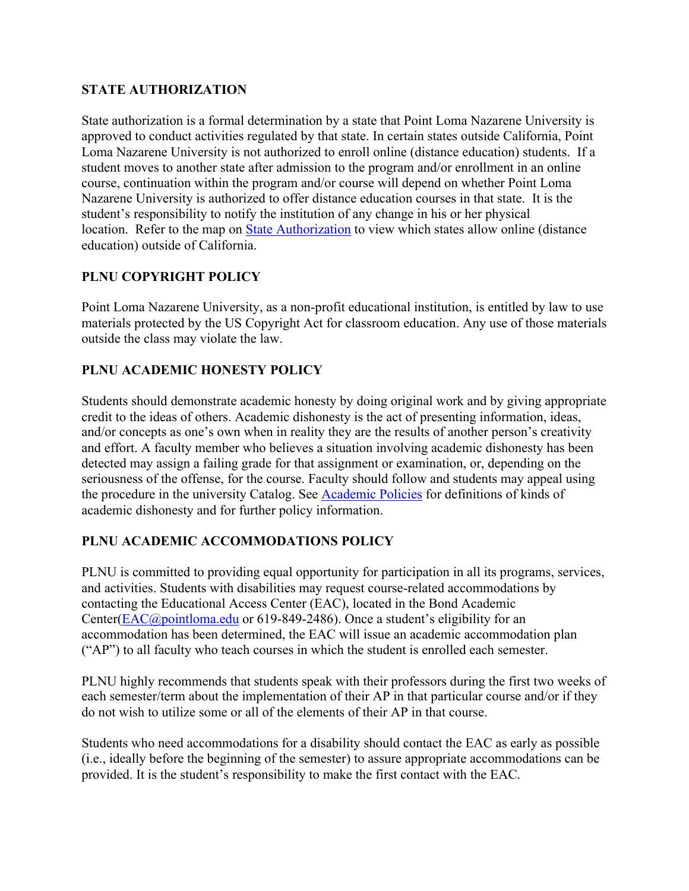**STATE AUTHORIZATION**

State authorization is a formal determination by a state that Point Loma Nazarene University is approved to conduct activities regulated by that state. In certain states outside California, Point Loma Nazarene University is not authorized to enroll online (distance education) students. If a student moves to another state after admission to the program and/or enrollment in an online course, continuation within the program and/or course will depend on whether Point Loma Nazarene University is authorized to offer distance education courses in that state. It is the student's responsibility to notify the institution of any change in his or her physical location. Refer to the map on State Authorization to view which states allow online (distance education) outside of California.

**PLNU COPYRIGHT POLICY**

Point Loma Nazarene University, as a non-profit educational institution, is entitled by law to use materials protected by the US Copyright Act for classroom education. Any use of those materials outside the class may violate the law.

**PLNU ACADEMIC HONESTY POLICY**

Students should demonstrate academic honesty by doing original work and by giving appropriate credit to the ideas of others. Academic dishonesty is the act of presenting information, ideas, and/or concepts as one's own when in reality they are the results of another person's creativity and effort. A faculty member who believes a situation involving academic dishonesty has been detected may assign a failing grade for that assignment or examination, or, depending on the seriousness of the offense, for the course. Faculty should follow and students may appeal using the procedure in the university Catalog. See Academic Policies for definitions of kinds of academic dishonesty and for further policy information.

**PLNU ACADEMIC ACCOMMODATIONS POLICY**

PLNU is committed to providing equal opportunity for participation in all its programs, services, and activities. Students with disabilities may request course-related accommodations by contacting the Educational Access Center (EAC), located in the Bond Academic Center(EAC@pointloma.edu or 619-849-2486). Once a student's eligibility for an accommodation has been determined, the EAC will issue an academic accommodation plan ("AP") to all faculty who teach courses in which the student is enrolled each semester.

PLNU highly recommends that students speak with their professors during the first two weeks of each semester/term about the implementation of their AP in that particular course and/or if they do not wish to utilize some or all of the elements of their AP in that course.

Students who need accommodations for a disability should contact the EAC as early as possible (i.e., ideally before the beginning of the semester) to assure appropriate accommodations can be provided. It is the student's responsibility to make the first contact with the EAC.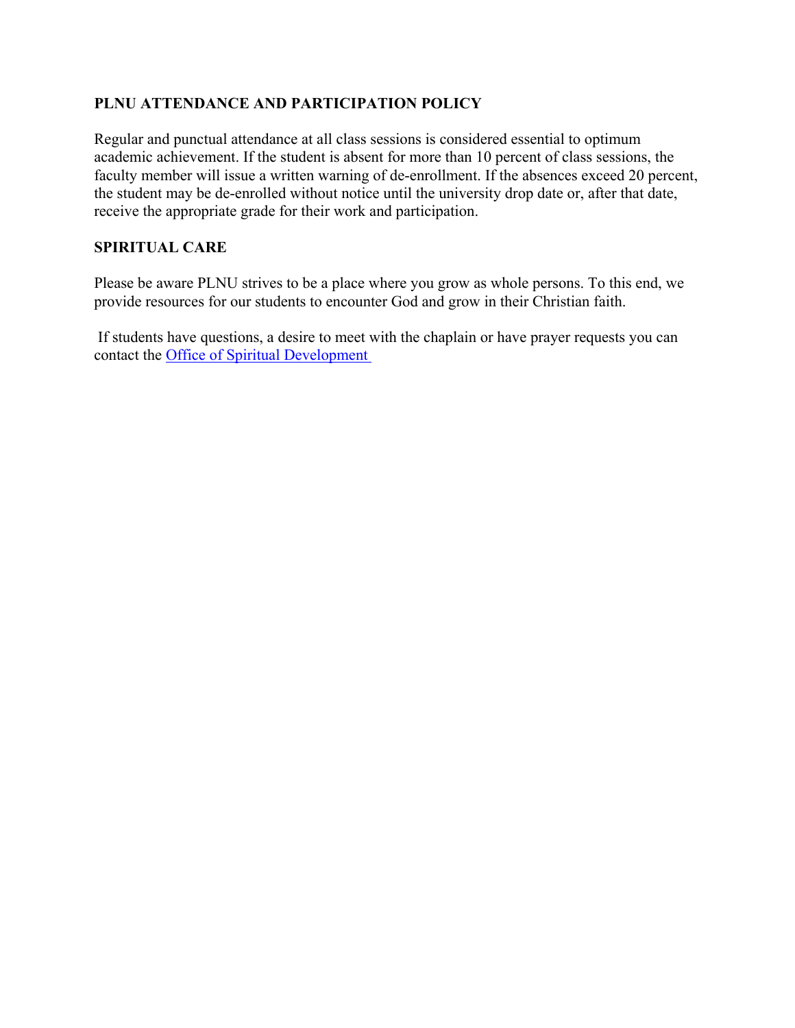**PLNU ATTENDANCE AND PARTICIPATION POLICY**

Regular and punctual attendance at all class sessions is considered essential to optimum academic achievement. If the student is absent for more than 10 percent of class sessions, the faculty member will issue a written warning of de-enrollment. If the absences exceed 20 percent, the student may be de-enrolled without notice until the university drop date or, after that date, receive the appropriate grade for their work and participation.

**SPIRITUAL CARE**

Please be aware PLNU strives to be a place where you grow as whole persons. To this end, we provide resources for our students to encounter God and grow in their Christian faith.

If students have questions, a desire to meet with the chaplain or have prayer requests you can contact the Office of Spiritual Development